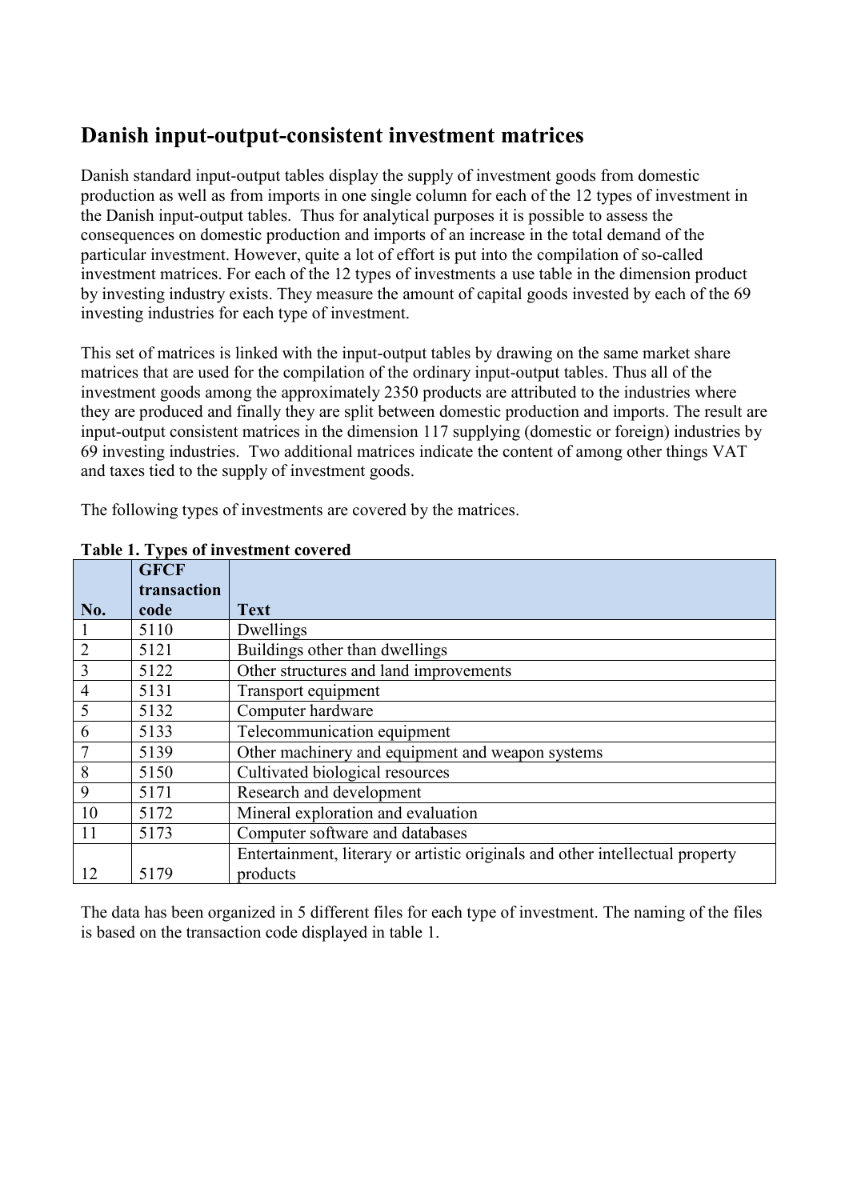# Danish input-output-consistent investment matrices

Danish standard input-output tables display the supply of investment goods from domestic production as well as from imports in one single column for each of the 12 types of investment in the Danish input-output tables. Thus for analytical purposes it is possible to assess the consequences on domestic production and imports of an increase in the total demand of the particular investment. However, quite a lot of effort is put into the compilation of so-called investment matrices. For each of the 12 types of investments a use table in the dimension product by investing industry exists. They measure the amount of capital goods invested by each of the 69 investing industries for each type of investment.

This set of matrices is linked with the input-output tables by drawing on the same market share matrices that are used for the compilation of the ordinary input-output tables. Thus all of the investment goods among the approximately 2350 products are attributed to the industries where they are produced and finally they are split between domestic production and imports. The result are input-output consistent matrices in the dimension 117 supplying (domestic or foreign) industries by 69 investing industries. Two additional matrices indicate the content of among other things VAT and taxes tied to the supply of investment goods.

The following types of investments are covered by the matrices.

**Table 1. Types of investment covered**

| No. | GFCF transaction code | Text |
|---|---|---|
| 1 | 5110 | Dwellings |
| 2 | 5121 | Buildings other than dwellings |
| 3 | 5122 | Other structures and land improvements |
| 4 | 5131 | Transport equipment |
| 5 | 5132 | Computer hardware |
| 6 | 5133 | Telecommunication equipment |
| 7 | 5139 | Other machinery and equipment and weapon systems |
| 8 | 5150 | Cultivated biological resources |
| 9 | 5171 | Research and development |
| 10 | 5172 | Mineral exploration and evaluation |
| 11 | 5173 | Computer software and databases |
| 12 | 5179 | Entertainment, literary or artistic originals and other intellectual property products |

The data has been organized in 5 different files for each type of investment. The naming of the files is based on the transaction code displayed in table 1.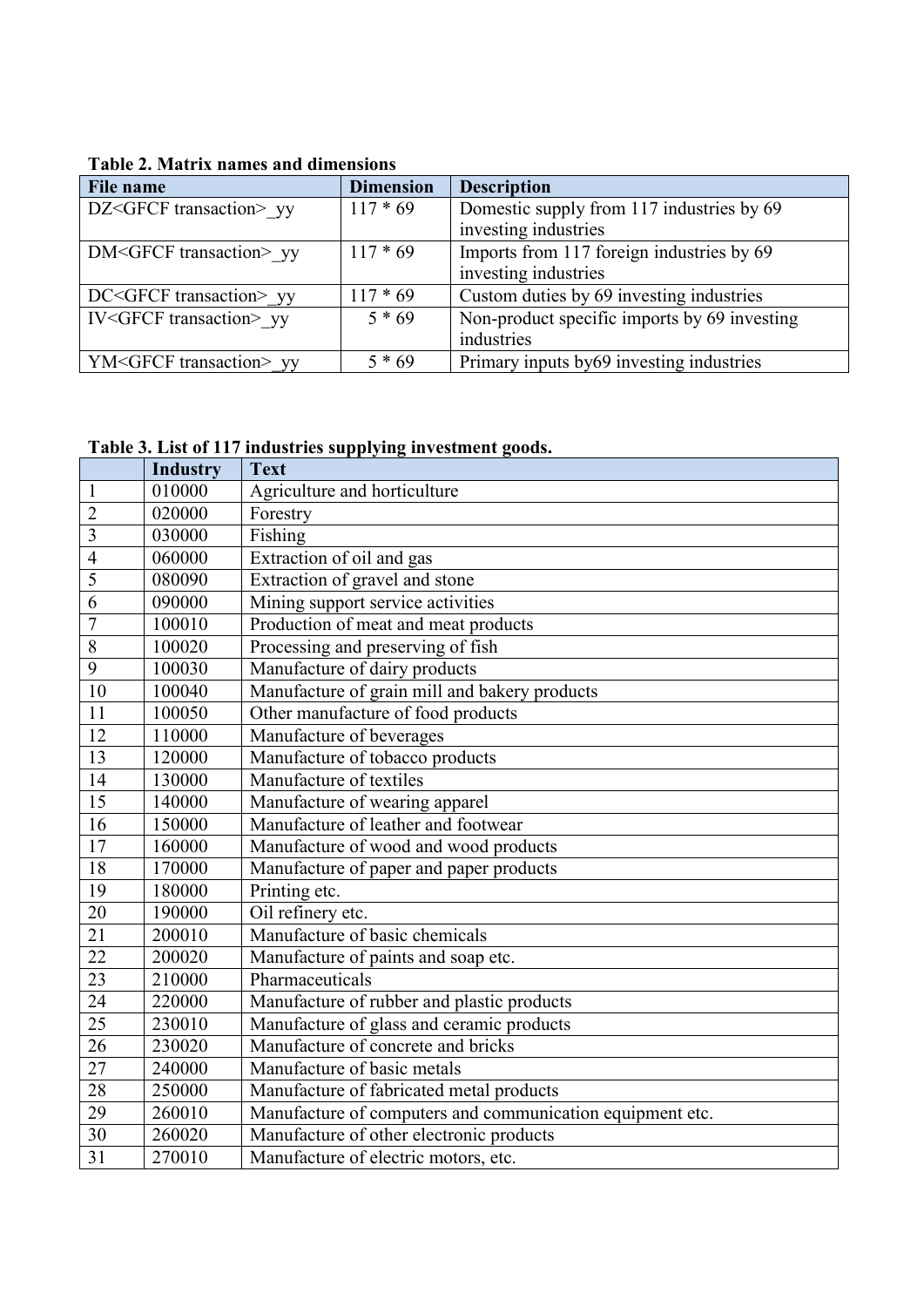**Table 2. Matrix names and dimensions**

| File name | Dimension | Description |
|---|---|---|
| DZ<GFCF transaction>_yy | 117 * 69 | Domestic supply from 117 industries by 69 investing industries |
| DM<GFCF transaction>_yy | 117 * 69 | Imports from 117 foreign industries by 69 investing industries |
| DC<GFCF transaction>_yy | 117 * 69 | Custom duties by 69 investing industries |
| IV<GFCF transaction>_yy | 5 * 69 | Non-product specific imports by 69 investing industries |
| YM<GFCF transaction>_yy | 5 * 69 | Primary inputs by69 investing industries |

**Table 3. List of 117 industries supplying investment goods.**

| | Industry | Text |
|---|---|---|
| 1 | 010000 | Agriculture and horticulture |
| 2 | 020000 | Forestry |
| 3 | 030000 | Fishing |
| 4 | 060000 | Extraction of oil and gas |
| 5 | 080090 | Extraction of gravel and stone |
| 6 | 090000 | Mining support service activities |
| 7 | 100010 | Production of meat and meat products |
| 8 | 100020 | Processing and preserving of fish |
| 9 | 100030 | Manufacture of dairy products |
| 10 | 100040 | Manufacture of grain mill and bakery products |
| 11 | 100050 | Other manufacture of food products |
| 12 | 110000 | Manufacture of beverages |
| 13 | 120000 | Manufacture of tobacco products |
| 14 | 130000 | Manufacture of textiles |
| 15 | 140000 | Manufacture of wearing apparel |
| 16 | 150000 | Manufacture of leather and footwear |
| 17 | 160000 | Manufacture of wood and wood products |
| 18 | 170000 | Manufacture of paper and paper products |
| 19 | 180000 | Printing etc. |
| 20 | 190000 | Oil refinery etc. |
| 21 | 200010 | Manufacture of basic chemicals |
| 22 | 200020 | Manufacture of paints and soap etc. |
| 23 | 210000 | Pharmaceuticals |
| 24 | 220000 | Manufacture of rubber and plastic products |
| 25 | 230010 | Manufacture of glass and ceramic products |
| 26 | 230020 | Manufacture of concrete and bricks |
| 27 | 240000 | Manufacture of basic metals |
| 28 | 250000 | Manufacture of fabricated metal products |
| 29 | 260010 | Manufacture of computers and communication equipment etc. |
| 30 | 260020 | Manufacture of other electronic products |
| 31 | 270010 | Manufacture of electric motors, etc. |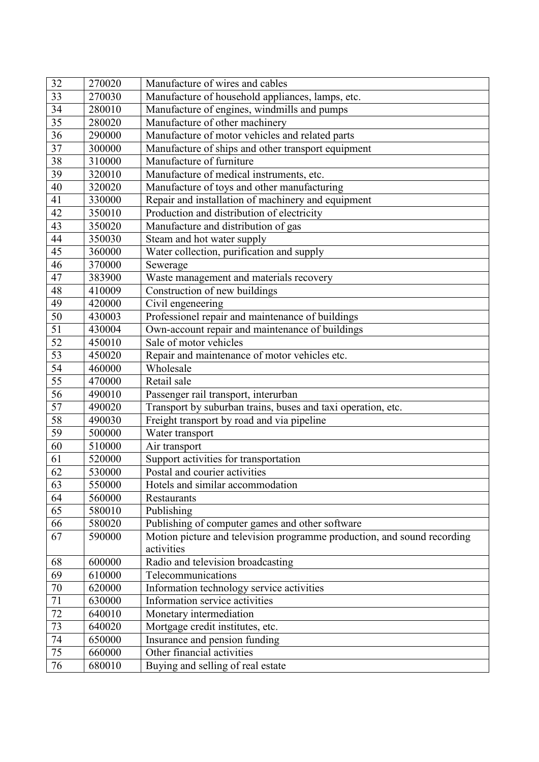| | | |
|---|---|---|
| 32 | 270020 | Manufacture of wires and cables |
| 33 | 270030 | Manufacture of household appliances, lamps, etc. |
| 34 | 280010 | Manufacture of engines, windmills and pumps |
| 35 | 280020 | Manufacture of other machinery |
| 36 | 290000 | Manufacture of motor vehicles and related parts |
| 37 | 300000 | Manufacture of ships and other transport equipment |
| 38 | 310000 | Manufacture of furniture |
| 39 | 320010 | Manufacture of medical instruments, etc. |
| 40 | 320020 | Manufacture of toys and other manufacturing |
| 41 | 330000 | Repair and installation of machinery and equipment |
| 42 | 350010 | Production and distribution of electricity |
| 43 | 350020 | Manufacture and distribution of gas |
| 44 | 350030 | Steam and hot water supply |
| 45 | 360000 | Water collection, purification and supply |
| 46 | 370000 | Sewerage |
| 47 | 383900 | Waste management and materials recovery |
| 48 | 410009 | Construction of new buildings |
| 49 | 420000 | Civil engeneering |
| 50 | 430003 | Professionel repair and maintenance of buildings |
| 51 | 430004 | Own-account repair and maintenance of buildings |
| 52 | 450010 | Sale of motor vehicles |
| 53 | 450020 | Repair and maintenance of motor vehicles etc. |
| 54 | 460000 | Wholesale |
| 55 | 470000 | Retail sale |
| 56 | 490010 | Passenger rail transport, interurban |
| 57 | 490020 | Transport by suburban trains, buses and taxi operation, etc. |
| 58 | 490030 | Freight transport by road and via pipeline |
| 59 | 500000 | Water transport |
| 60 | 510000 | Air transport |
| 61 | 520000 | Support activities for transportation |
| 62 | 530000 | Postal and courier activities |
| 63 | 550000 | Hotels and similar accommodation |
| 64 | 560000 | Restaurants |
| 65 | 580010 | Publishing |
| 66 | 580020 | Publishing of computer games and other software |
| 67 | 590000 | Motion picture and television programme production, and sound recording activities |
| 68 | 600000 | Radio and television broadcasting |
| 69 | 610000 | Telecommunications |
| 70 | 620000 | Information technology service activities |
| 71 | 630000 | Information service activities |
| 72 | 640010 | Monetary intermediation |
| 73 | 640020 | Mortgage credit institutes, etc. |
| 74 | 650000 | Insurance and pension funding |
| 75 | 660000 | Other financial activities |
| 76 | 680010 | Buying and selling of real estate |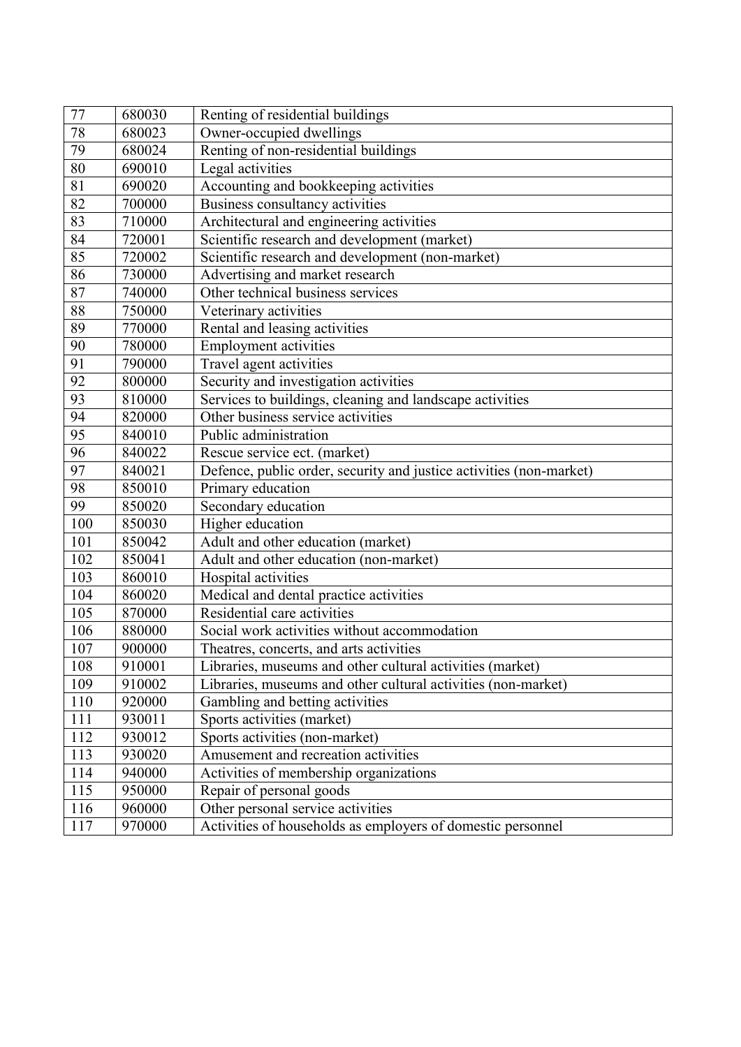| 77 | 680030 | Renting of residential buildings |
|---|---|---|
| 78 | 680023 | Owner-occupied dwellings |
| 79 | 680024 | Renting of non-residential buildings |
| 80 | 690010 | Legal activities |
| 81 | 690020 | Accounting and bookkeeping activities |
| 82 | 700000 | Business consultancy activities |
| 83 | 710000 | Architectural and engineering activities |
| 84 | 720001 | Scientific research and development (market) |
| 85 | 720002 | Scientific research and development (non-market) |
| 86 | 730000 | Advertising and market research |
| 87 | 740000 | Other technical business services |
| 88 | 750000 | Veterinary activities |
| 89 | 770000 | Rental and leasing activities |
| 90 | 780000 | Employment activities |
| 91 | 790000 | Travel agent activities |
| 92 | 800000 | Security and investigation activities |
| 93 | 810000 | Services to buildings, cleaning and landscape activities |
| 94 | 820000 | Other business service activities |
| 95 | 840010 | Public administration |
| 96 | 840022 | Rescue service ect. (market) |
| 97 | 840021 | Defence, public order, security and justice activities (non-market) |
| 98 | 850010 | Primary education |
| 99 | 850020 | Secondary education |
| 100 | 850030 | Higher education |
| 101 | 850042 | Adult and other education (market) |
| 102 | 850041 | Adult and other education (non-market) |
| 103 | 860010 | Hospital activities |
| 104 | 860020 | Medical and dental practice activities |
| 105 | 870000 | Residential care activities |
| 106 | 880000 | Social work activities without accommodation |
| 107 | 900000 | Theatres, concerts, and arts activities |
| 108 | 910001 | Libraries, museums and other cultural activities (market) |
| 109 | 910002 | Libraries, museums and other cultural activities (non-market) |
| 110 | 920000 | Gambling and betting activities |
| 111 | 930011 | Sports activities (market) |
| 112 | 930012 | Sports activities (non-market) |
| 113 | 930020 | Amusement and recreation activities |
| 114 | 940000 | Activities of membership organizations |
| 115 | 950000 | Repair of personal goods |
| 116 | 960000 | Other personal service activities |
| 117 | 970000 | Activities of households as employers of domestic personnel |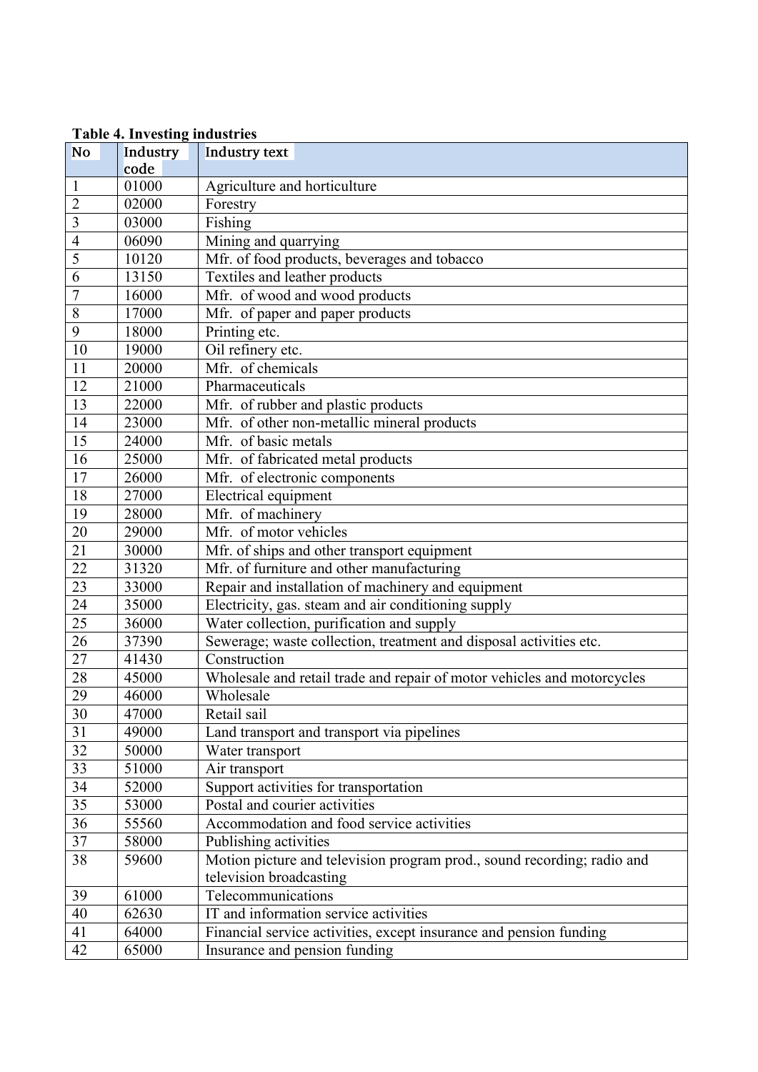**Table 4. Investing industries**

| No | Industry code | Industry text |
|---|---|---|
| 1 | 01000 | Agriculture and horticulture |
| 2 | 02000 | Forestry |
| 3 | 03000 | Fishing |
| 4 | 06090 | Mining and quarrying |
| 5 | 10120 | Mfr. of food products, beverages and tobacco |
| 6 | 13150 | Textiles and leather products |
| 7 | 16000 | Mfr.  of wood and wood products |
| 8 | 17000 | Mfr.  of paper and paper products |
| 9 | 18000 | Printing etc. |
| 10 | 19000 | Oil refinery etc. |
| 11 | 20000 | Mfr.  of chemicals |
| 12 | 21000 | Pharmaceuticals |
| 13 | 22000 | Mfr.  of rubber and plastic products |
| 14 | 23000 | Mfr.  of other non-metallic mineral products |
| 15 | 24000 | Mfr.  of basic metals |
| 16 | 25000 | Mfr.  of fabricated metal products |
| 17 | 26000 | Mfr.  of electronic components |
| 18 | 27000 | Electrical equipment |
| 19 | 28000 | Mfr.  of machinery |
| 20 | 29000 | Mfr.  of motor vehicles |
| 21 | 30000 | Mfr. of ships and other transport equipment |
| 22 | 31320 | Mfr. of furniture and other manufacturing |
| 23 | 33000 | Repair and installation of machinery and equipment |
| 24 | 35000 | Electricity, gas. steam and air conditioning supply |
| 25 | 36000 | Water collection, purification and supply |
| 26 | 37390 | Sewerage; waste collection, treatment and disposal activities etc. |
| 27 | 41430 | Construction |
| 28 | 45000 | Wholesale and retail trade and repair of motor vehicles and motorcycles |
| 29 | 46000 | Wholesale |
| 30 | 47000 | Retail sail |
| 31 | 49000 | Land transport and transport via pipelines |
| 32 | 50000 | Water transport |
| 33 | 51000 | Air transport |
| 34 | 52000 | Support activities for transportation |
| 35 | 53000 | Postal and courier activities |
| 36 | 55560 | Accommodation and food service activities |
| 37 | 58000 | Publishing activities |
| 38 | 59600 | Motion picture and television program prod., sound recording; radio and television broadcasting |
| 39 | 61000 | Telecommunications |
| 40 | 62630 | IT and information service activities |
| 41 | 64000 | Financial service activities, except insurance and pension funding |
| 42 | 65000 | Insurance and pension funding |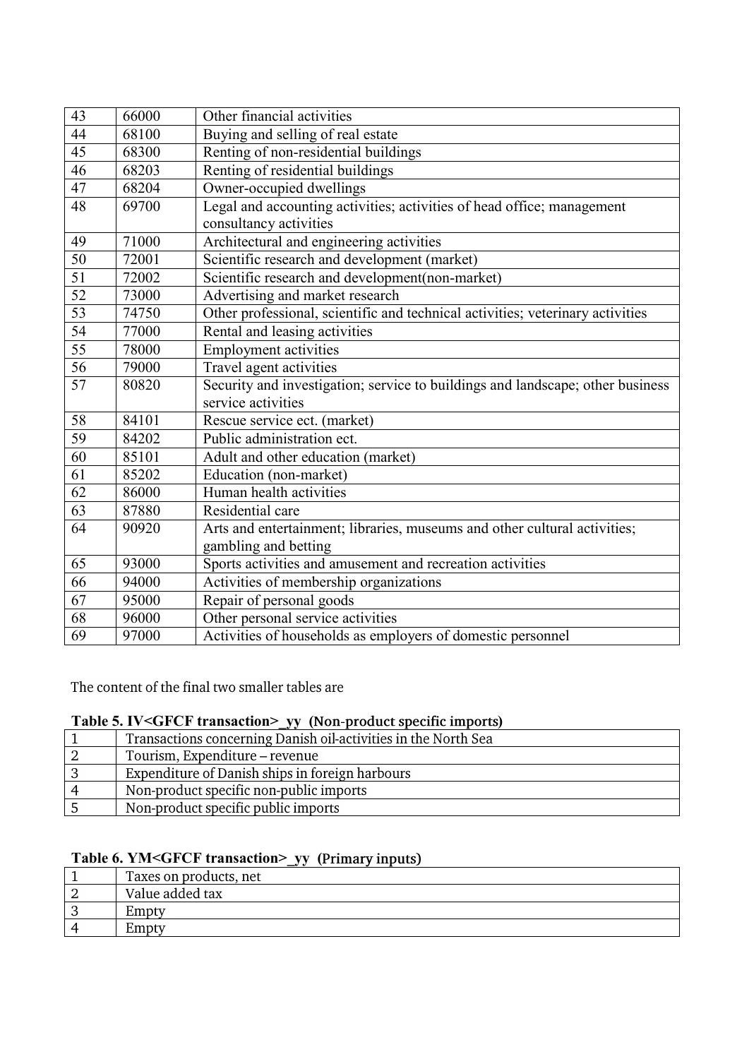| | | |
|---|---|---|
| 43 | 66000 | Other financial activities |
| 44 | 68100 | Buying and selling of real estate |
| 45 | 68300 | Renting of non-residential buildings |
| 46 | 68203 | Renting of residential buildings |
| 47 | 68204 | Owner-occupied dwellings |
| 48 | 69700 | Legal and accounting activities; activities of head office; management consultancy activities |
| 49 | 71000 | Architectural and engineering activities |
| 50 | 72001 | Scientific research and development (market) |
| 51 | 72002 | Scientific research and development(non-market) |
| 52 | 73000 | Advertising and market research |
| 53 | 74750 | Other professional, scientific and technical activities; veterinary activities |
| 54 | 77000 | Rental and leasing activities |
| 55 | 78000 | Employment activities |
| 56 | 79000 | Travel agent activities |
| 57 | 80820 | Security and investigation; service to buildings and landscape; other business service activities |
| 58 | 84101 | Rescue service ect. (market) |
| 59 | 84202 | Public administration ect. |
| 60 | 85101 | Adult and other education (market) |
| 61 | 85202 | Education (non-market) |
| 62 | 86000 | Human health activities |
| 63 | 87880 | Residential care |
| 64 | 90920 | Arts and entertainment; libraries, museums and other cultural activities; gambling and betting |
| 65 | 93000 | Sports activities and amusement and recreation activities |
| 66 | 94000 | Activities of membership organizations |
| 67 | 95000 | Repair of personal goods |
| 68 | 96000 | Other personal service activities |
| 69 | 97000 | Activities of households as employers of domestic personnel |

The content of the final two smaller tables are

**Table 5. IV<GFCF transaction>_yy (Non-product specific imports)**

| | |
|---|---|
| 1 | Transactions concerning Danish oil-activities in the North Sea |
| 2 | Tourism, Expenditure – revenue |
| 3 | Expenditure of Danish ships in foreign harbours |
| 4 | Non-product specific non-public imports |
| 5 | Non-product specific public imports |

**Table 6. YM<GFCF transaction>_yy (Primary inputs)**

| | |
|---|---|
| 1 | Taxes on products, net |
| 2 | Value added tax |
| 3 | Empty |
| 4 | Empty |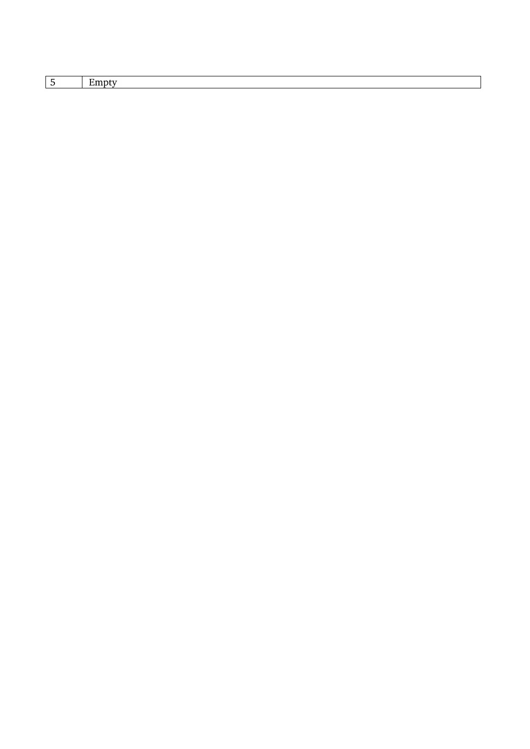| | |
|---|---|
| 5 | Empty |